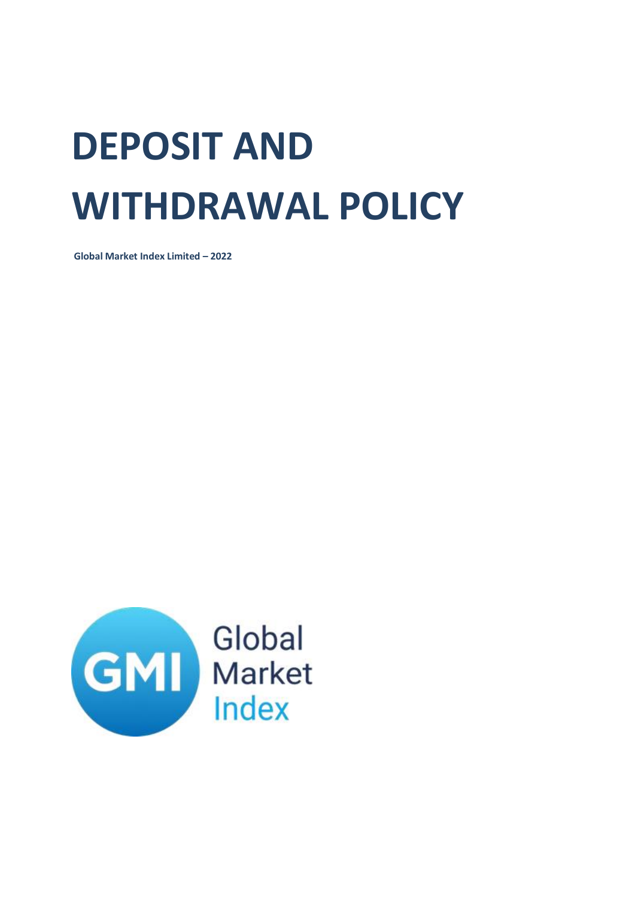# DEPOSIT AND WITHDRAWAL POLICY

**Global Market Index Limited – 2022**

GMI Global Market Index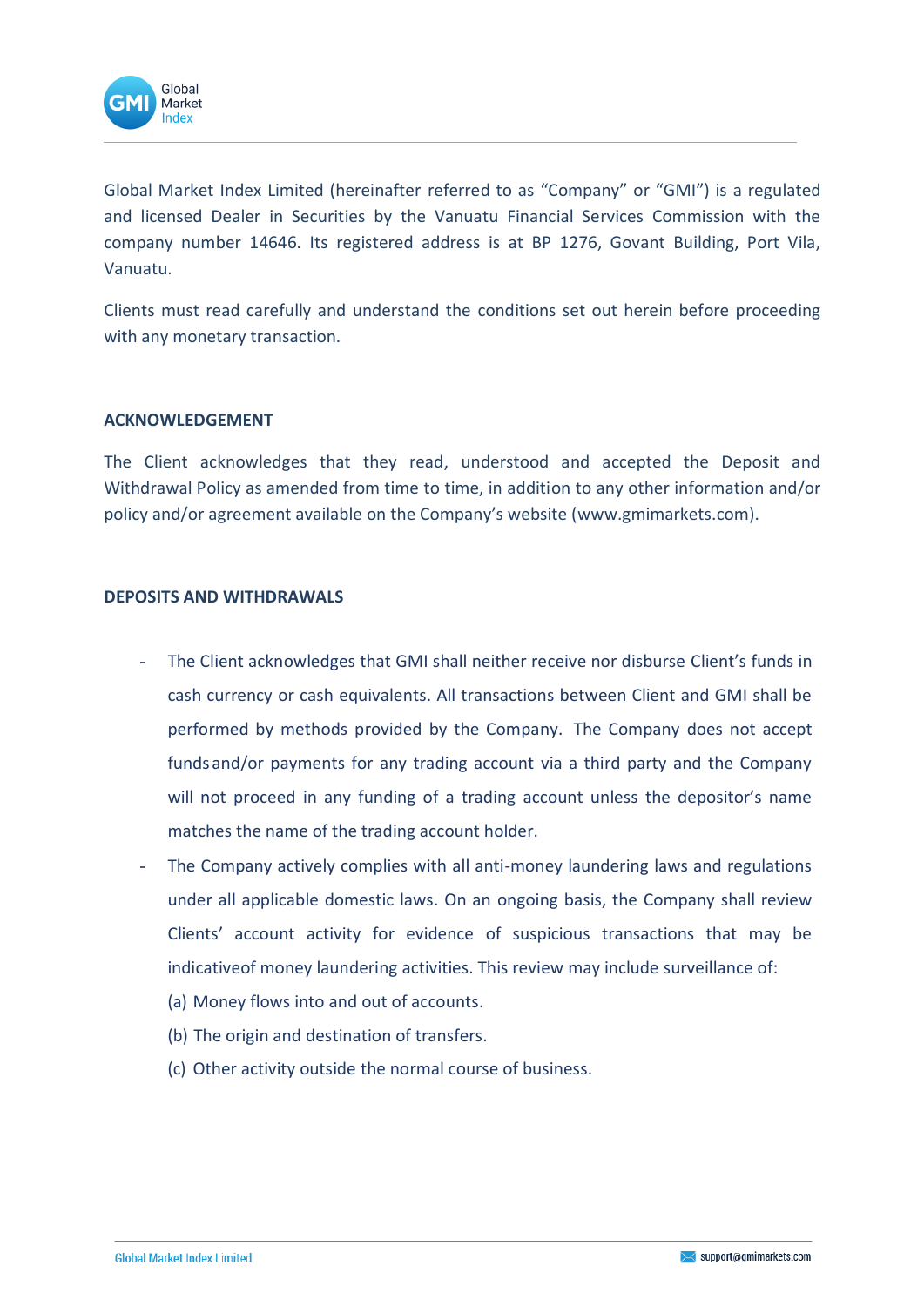Global Market Index Limited (hereinafter referred to as "Company" or "GMI") is a regulated and licensed Dealer in Securities by the Vanuatu Financial Services Commission with the company number 14646. Its registered address is at BP 1276, Govant Building, Port Vila, Vanuatu.

Clients must read carefully and understand the conditions set out herein before proceeding with any monetary transaction.

## ACKNOWLEDGEMENT

The Client acknowledges that they read, understood and accepted the Deposit and Withdrawal Policy as amended from time to time, in addition to any other information and/or policy and/or agreement available on the Company's website (www.gmimarkets.com).

## DEPOSITS AND WITHDRAWALS

- The Client acknowledges that GMI shall neither receive nor disburse Client's funds in cash currency or cash equivalents. All transactions between Client and GMI shall be performed by methods provided by the Company. The Company does not accept funds and/or payments for any trading account via a third party and the Company will not proceed in any funding of a trading account unless the depositor's name matches the name of the trading account holder.
- The Company actively complies with all anti-money laundering laws and regulations under all applicable domestic laws. On an ongoing basis, the Company shall review Clients' account activity for evidence of suspicious transactions that may be indicativeof money laundering activities. This review may include surveillance of:
  (a) Money flows into and out of accounts.
  (b) The origin and destination of transfers.
  (c) Other activity outside the normal course of business.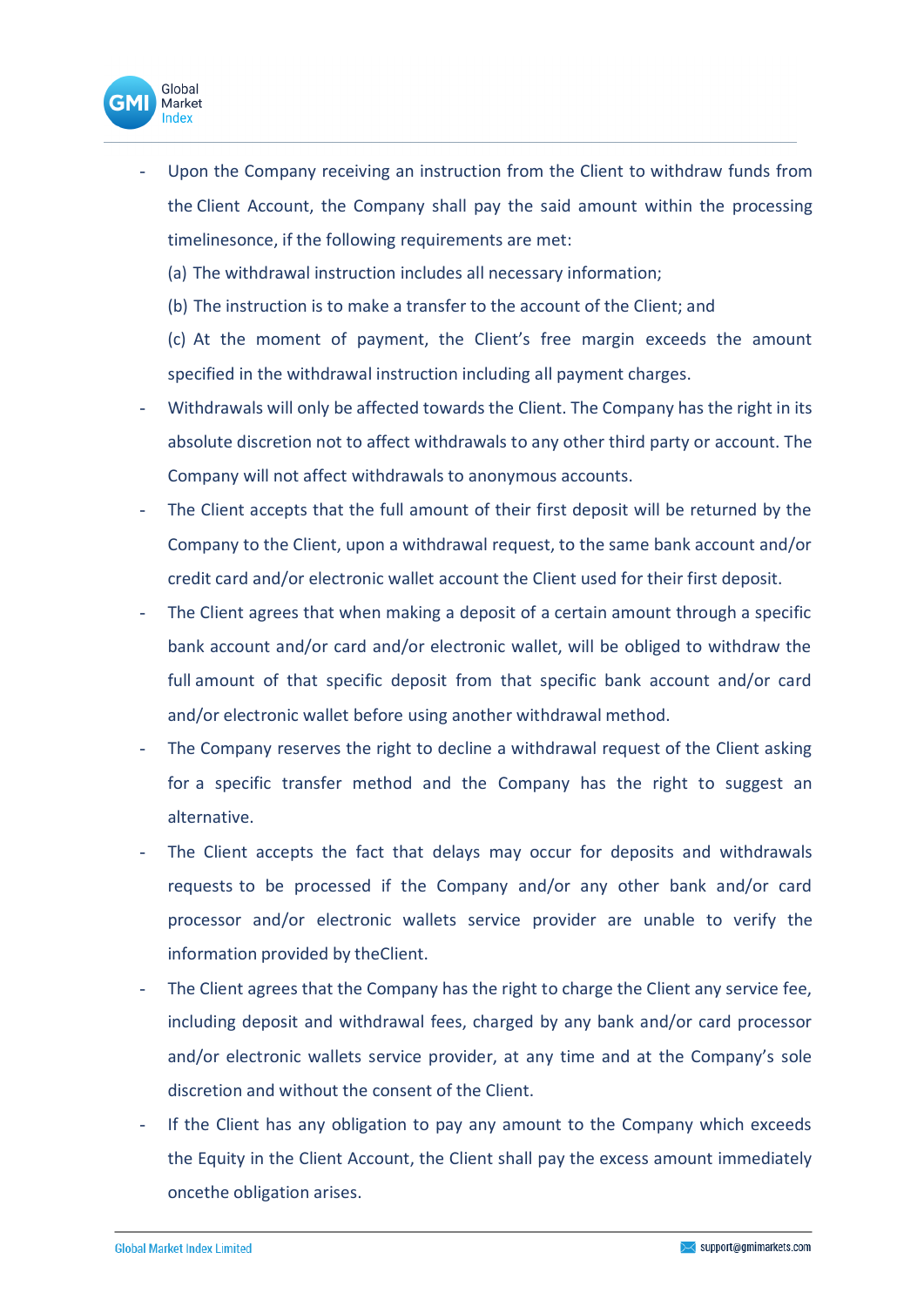- Upon the Company receiving an instruction from the Client to withdraw funds from the Client Account, the Company shall pay the said amount within the processing timelinesonce, if the following requirements are met:

  (a) The withdrawal instruction includes all necessary information;

  (b) The instruction is to make a transfer to the account of the Client; and

  (c) At the moment of payment, the Client's free margin exceeds the amount specified in the withdrawal instruction including all payment charges.

- Withdrawals will only be affected towards the Client. The Company has the right in its absolute discretion not to affect withdrawals to any other third party or account. The Company will not affect withdrawals to anonymous accounts.
- The Client accepts that the full amount of their first deposit will be returned by the Company to the Client, upon a withdrawal request, to the same bank account and/or credit card and/or electronic wallet account the Client used for their first deposit.
- The Client agrees that when making a deposit of a certain amount through a specific bank account and/or card and/or electronic wallet, will be obliged to withdraw the full amount of that specific deposit from that specific bank account and/or card and/or electronic wallet before using another withdrawal method.
- The Company reserves the right to decline a withdrawal request of the Client asking for a specific transfer method and the Company has the right to suggest an alternative.
- The Client accepts the fact that delays may occur for deposits and withdrawals requests to be processed if the Company and/or any other bank and/or card processor and/or electronic wallets service provider are unable to verify the information provided by theClient.
- The Client agrees that the Company has the right to charge the Client any service fee, including deposit and withdrawal fees, charged by any bank and/or card processor and/or electronic wallets service provider, at any time and at the Company's sole discretion and without the consent of the Client.
- If the Client has any obligation to pay any amount to the Company which exceeds the Equity in the Client Account, the Client shall pay the excess amount immediately oncethe obligation arises.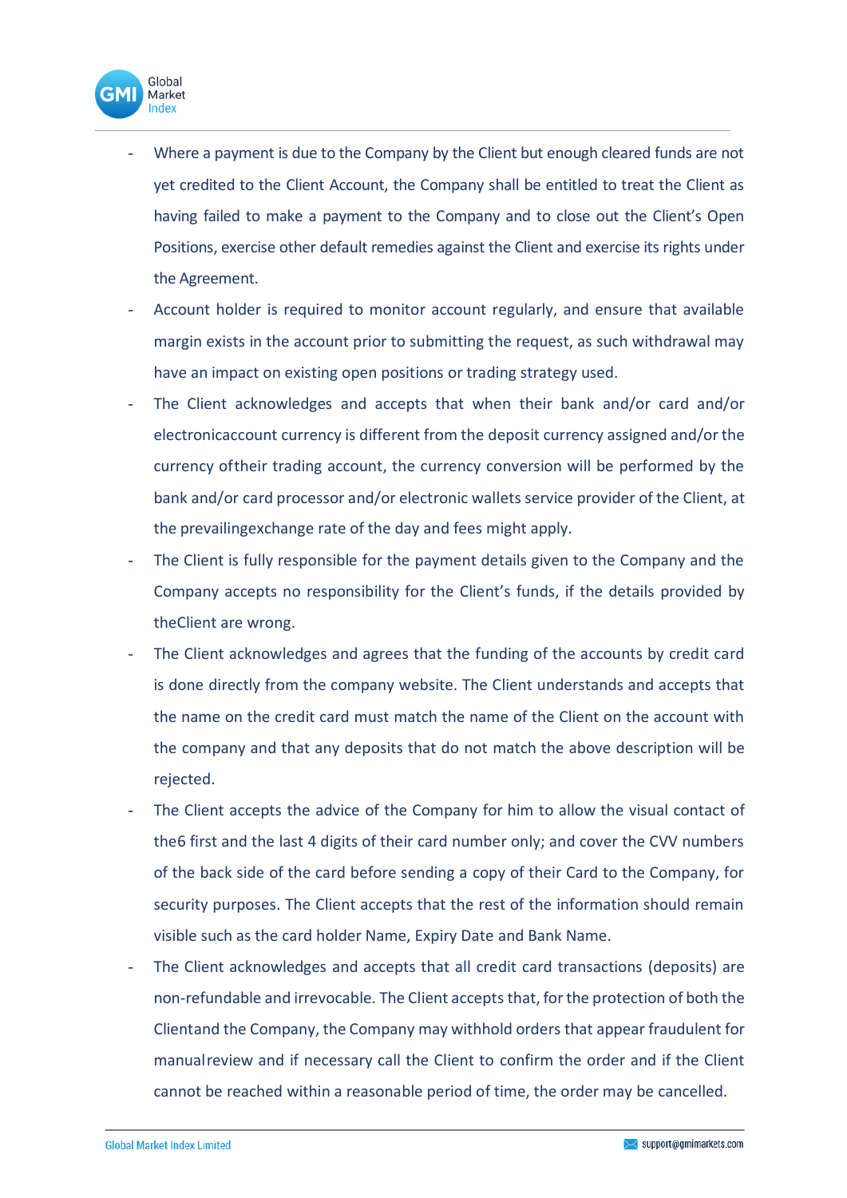- Where a payment is due to the Company by the Client but enough cleared funds are not yet credited to the Client Account, the Company shall be entitled to treat the Client as having failed to make a payment to the Company and to close out the Client's Open Positions, exercise other default remedies against the Client and exercise its rights under the Agreement.
- Account holder is required to monitor account regularly, and ensure that available margin exists in the account prior to submitting the request, as such withdrawal may have an impact on existing open positions or trading strategy used.
- The Client acknowledges and accepts that when their bank and/or card and/or electronicaccount currency is different from the deposit currency assigned and/or the currency oftheir trading account, the currency conversion will be performed by the bank and/or card processor and/or electronic wallets service provider of the Client, at the prevailingexchange rate of the day and fees might apply.
- The Client is fully responsible for the payment details given to the Company and the Company accepts no responsibility for the Client's funds, if the details provided by theClient are wrong.
- The Client acknowledges and agrees that the funding of the accounts by credit card is done directly from the company website. The Client understands and accepts that the name on the credit card must match the name of the Client on the account with the company and that any deposits that do not match the above description will be rejected.
- The Client accepts the advice of the Company for him to allow the visual contact of the6 first and the last 4 digits of their card number only; and cover the CVV numbers of the back side of the card before sending a copy of their Card to the Company, for security purposes. The Client accepts that the rest of the information should remain visible such as the card holder Name, Expiry Date and Bank Name.
- The Client acknowledges and accepts that all credit card transactions (deposits) are non-refundable and irrevocable. The Client accepts that, for the protection of both the Clientand the Company, the Company may withhold orders that appear fraudulent for manualreview and if necessary call the Client to confirm the order and if the Client cannot be reached within a reasonable period of time, the order may be cancelled.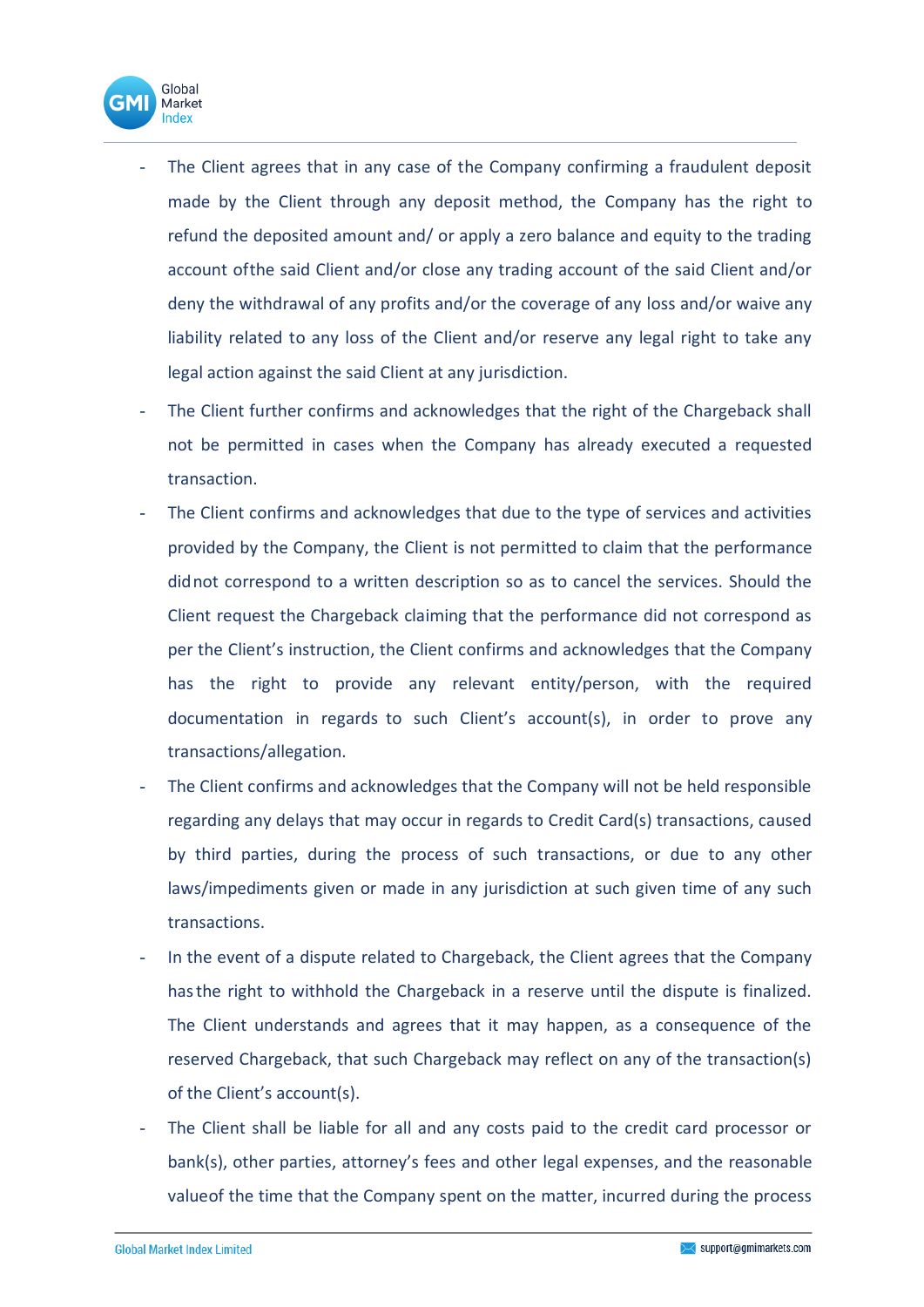- The Client agrees that in any case of the Company confirming a fraudulent deposit made by the Client through any deposit method, the Company has the right to refund the deposited amount and/ or apply a zero balance and equity to the trading account ofthe said Client and/or close any trading account of the said Client and/or deny the withdrawal of any profits and/or the coverage of any loss and/or waive any liability related to any loss of the Client and/or reserve any legal right to take any legal action against the said Client at any jurisdiction.
- The Client further confirms and acknowledges that the right of the Chargeback shall not be permitted in cases when the Company has already executed a requested transaction.
- The Client confirms and acknowledges that due to the type of services and activities provided by the Company, the Client is not permitted to claim that the performance didnot correspond to a written description so as to cancel the services. Should the Client request the Chargeback claiming that the performance did not correspond as per the Client's instruction, the Client confirms and acknowledges that the Company has the right to provide any relevant entity/person, with the required documentation in regards to such Client's account(s), in order to prove any transactions/allegation.
- The Client confirms and acknowledges that the Company will not be held responsible regarding any delays that may occur in regards to Credit Card(s) transactions, caused by third parties, during the process of such transactions, or due to any other laws/impediments given or made in any jurisdiction at such given time of any such transactions.
- In the event of a dispute related to Chargeback, the Client agrees that the Company hasthe right to withhold the Chargeback in a reserve until the dispute is finalized. The Client understands and agrees that it may happen, as a consequence of the reserved Chargeback, that such Chargeback may reflect on any of the transaction(s) of the Client's account(s).
- The Client shall be liable for all and any costs paid to the credit card processor or bank(s), other parties, attorney's fees and other legal expenses, and the reasonable valueof the time that the Company spent on the matter, incurred during the process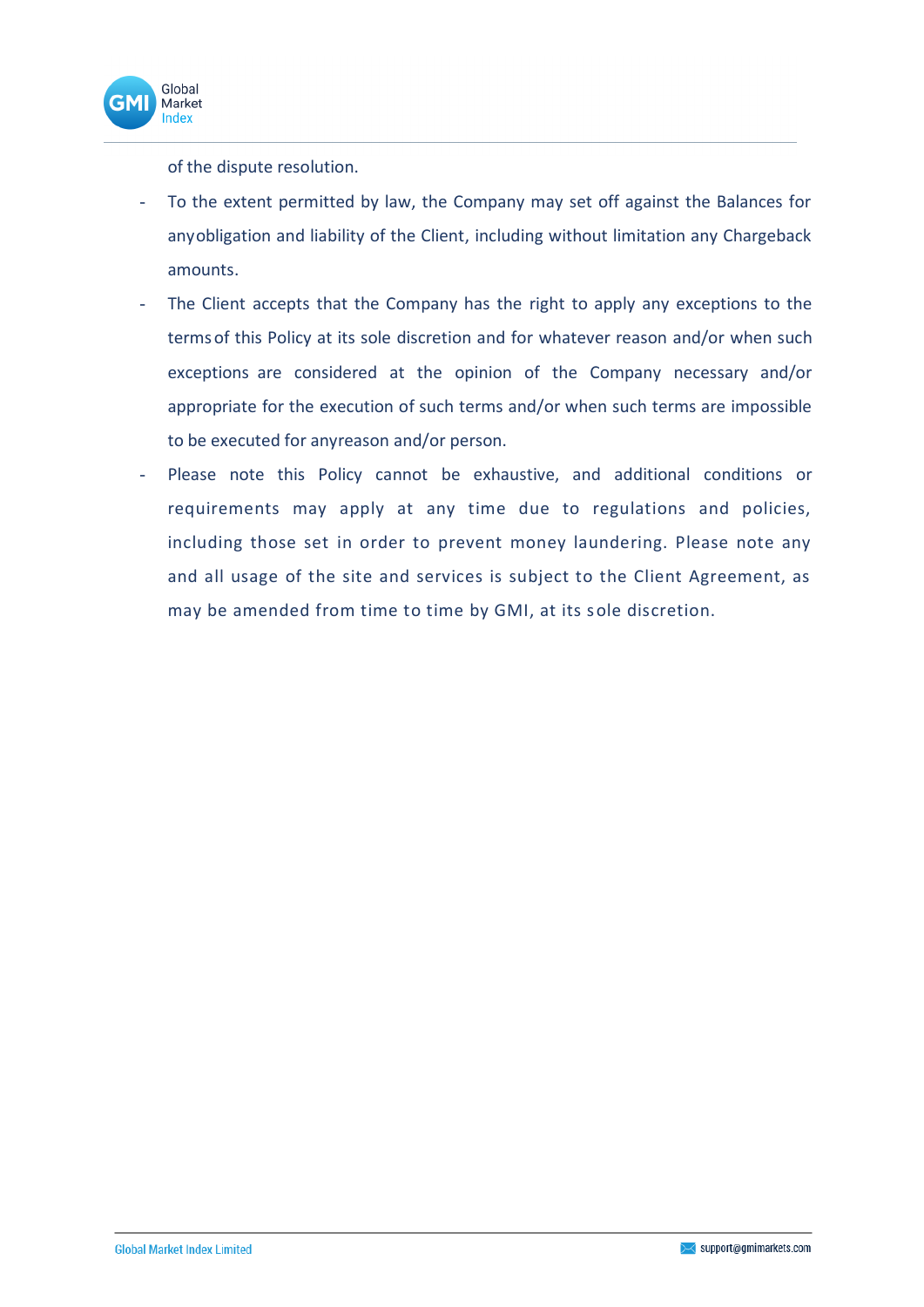of the dispute resolution.

- To the extent permitted by law, the Company may set off against the Balances for anyobligation and liability of the Client, including without limitation any Chargeback amounts.
- The Client accepts that the Company has the right to apply any exceptions to the terms of this Policy at its sole discretion and for whatever reason and/or when such exceptions are considered at the opinion of the Company necessary and/or appropriate for the execution of such terms and/or when such terms are impossible to be executed for anyreason and/or person.
- Please note this Policy cannot be exhaustive, and additional conditions or requirements may apply at any time due to regulations and policies, including those set in order to prevent money laundering. Please note any and all usage of the site and services is subject to the Client Agreement, as may be amended from time to time by GMI, at its sole discretion.